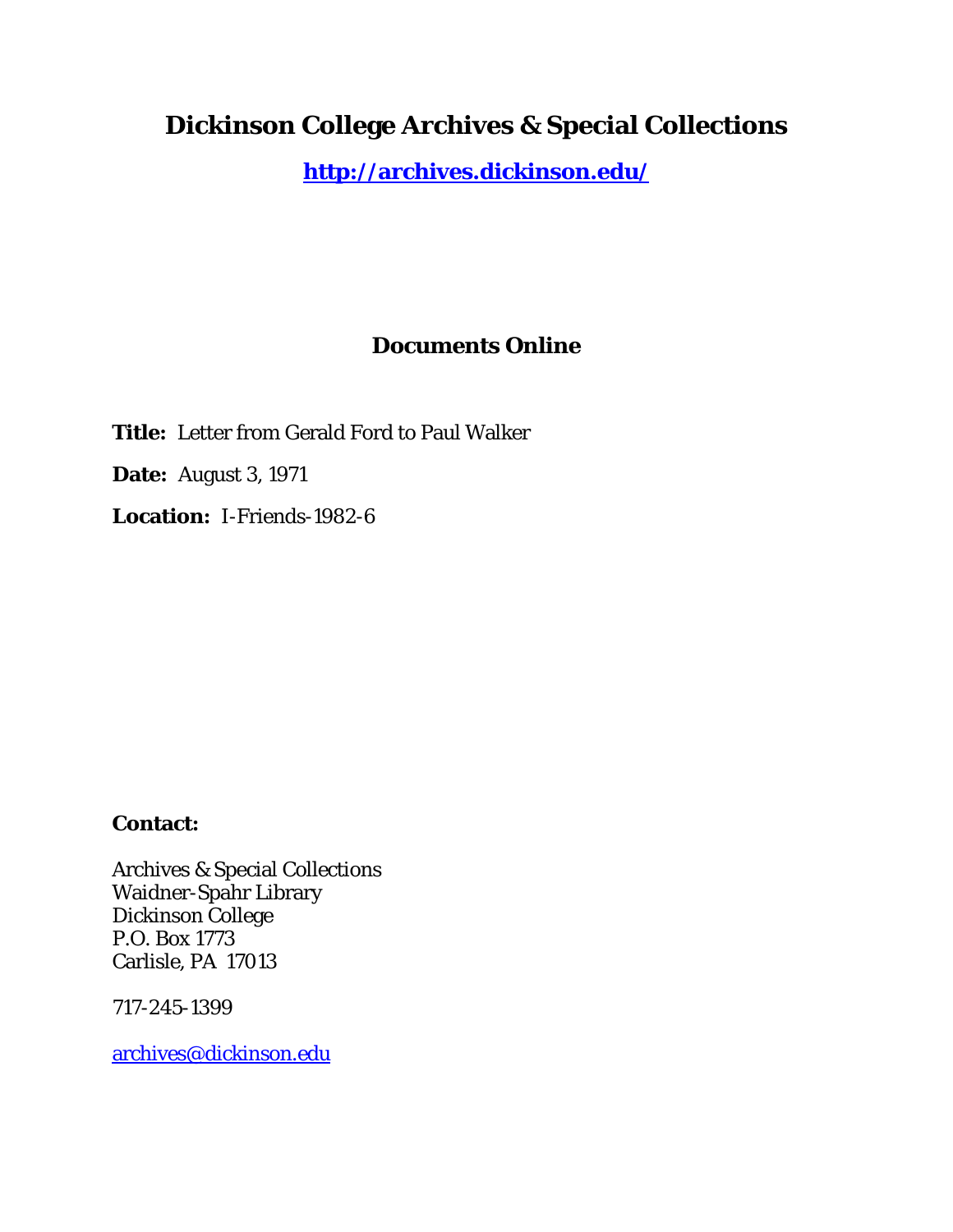# Dickinson College Archives & Special Collections

**http://archives.dickinson.edu/**

## Documents Online

**Title:** Letter from Gerald Ford to Paul Walker

**Date:** August 3, 1971

**Location:** I-Friends-1982-6

**Contact:**

Archives & Special Collections
Waidner-Spahr Library
Dickinson College
P.O. Box 1773
Carlisle, PA 17013

717-245-1399

archives@dickinson.edu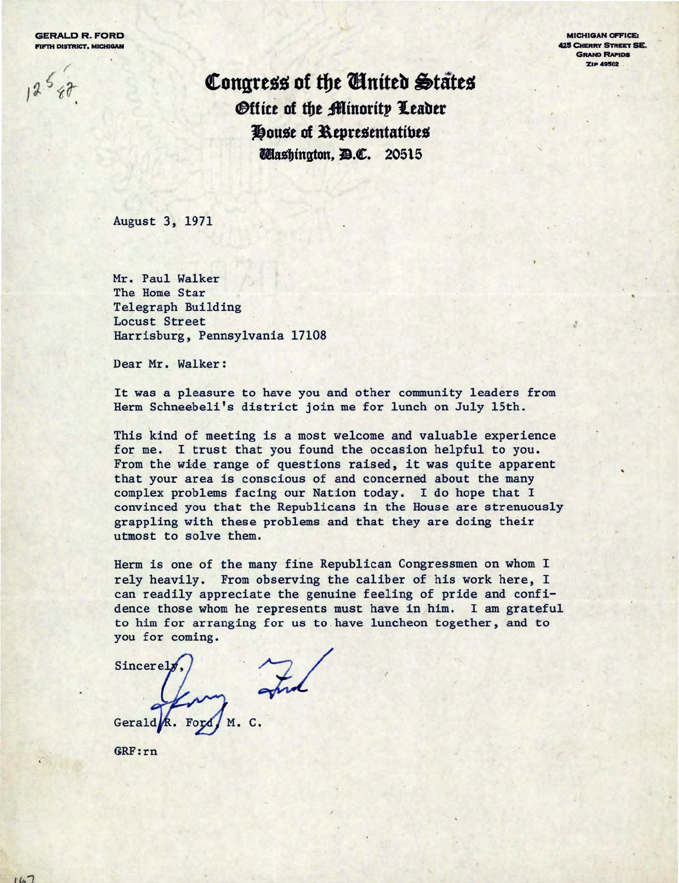GERALD R. FORD
FIFTH DISTRICT, MICHIGAN

MICHIGAN OFFICE:
425 CHERRY STREET SE.
GRAND RAPIDS
ZIP 49502

12 5/87

# Congress of the United States
## Office of the Minority Leader
## House of Representatives
## Washington, D.C. 20515

August 3, 1971

Mr. Paul Walker
The Home Star
Telegraph Building
Locust Street
Harrisburg, Pennsylvania 17108

Dear Mr. Walker:

It was a pleasure to have you and other community leaders from Herm Schneebeli's district join me for lunch on July 15th.

This kind of meeting is a most welcome and valuable experience for me. I trust that you found the occasion helpful to you. From the wide range of questions raised, it was quite apparent that your area is conscious of and concerned about the many complex problems facing our Nation today. I do hope that I convinced you that the Republicans in the House are strenuously grappling with these problems and that they are doing their utmost to solve them.

Herm is one of the many fine Republican Congressmen on whom I rely heavily. From observing the caliber of his work here, I can readily appreciate the genuine feeling of pride and confidence those whom he represents must have in him. I am grateful to him for arranging for us to have luncheon together, and to you for coming.

Sincerely,

Jerry Ford

Gerald R. Ford, M. C.

GRF:rn